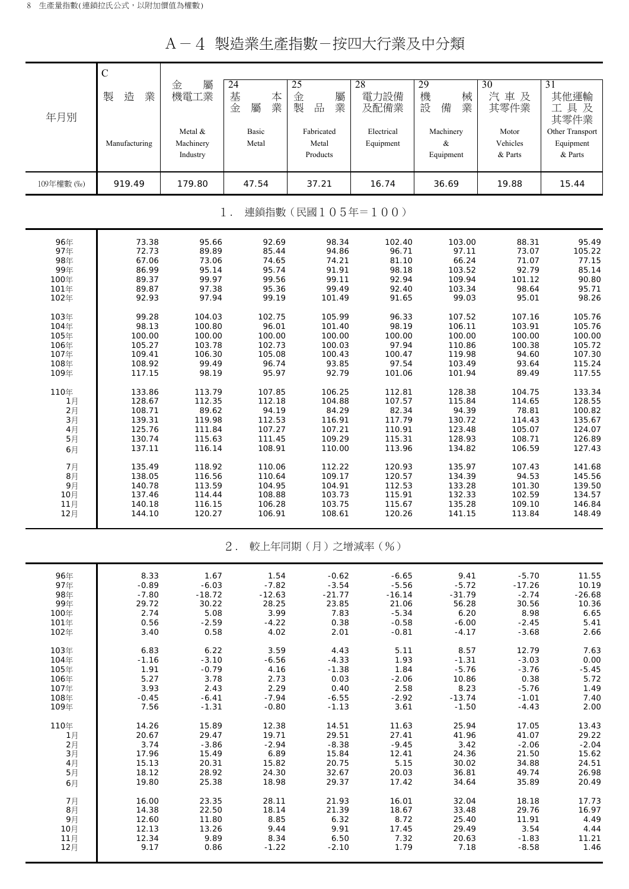# A－4 製造業生產指數－按四大行業及中分類

| 年月別 | C 製造業 Manufacturing | 金屬機電工業 Metal & Machinery Industry | 24 基本金屬業 Basic Metal | 25 金屬製品業 Fabricated Metal Products | 28 電力設備及配備業 Electrical Equipment | 29 機械設備業 Machinery & Equipment | 30 汽車及其零件業 Motor Vehicles & Parts | 31 其他運輸工具及其零件業 Other Transport Equipment & Parts |
|---|---|---|---|---|---|---|---|---|
| 109年權數 (‰) | 919.49 | 179.80 | 47.54 | 37.21 | 16.74 | 36.69 | 19.88 | 15.44 |
| **1. 連鎖指數（民國105年＝100）** | | | | | | | | |
| 96年 | 73.38 | 95.66 | 92.69 | 98.34 | 102.40 | 103.00 | 88.31 | 95.49 |
| 97年 | 72.73 | 89.89 | 85.44 | 94.86 | 96.71 | 97.11 | 73.07 | 105.22 |
| 98年 | 67.06 | 73.06 | 74.65 | 74.21 | 81.10 | 66.24 | 71.07 | 77.15 |
| 99年 | 86.99 | 95.14 | 95.74 | 91.91 | 98.18 | 103.52 | 92.79 | 85.14 |
| 100年 | 89.37 | 99.97 | 99.56 | 99.11 | 92.94 | 109.94 | 101.12 | 90.80 |
| 101年 | 89.87 | 97.38 | 95.36 | 99.49 | 92.40 | 103.34 | 98.64 | 95.71 |
| 102年 | 92.93 | 97.94 | 99.19 | 101.49 | 91.65 | 99.03 | 95.01 | 98.26 |
| 103年 | 99.28 | 104.03 | 102.75 | 105.99 | 96.33 | 107.52 | 107.16 | 105.76 |
| 104年 | 98.13 | 100.80 | 96.01 | 101.40 | 98.19 | 106.11 | 103.91 | 105.76 |
| 105年 | 100.00 | 100.00 | 100.00 | 100.00 | 100.00 | 100.00 | 100.00 | 100.00 |
| 106年 | 105.27 | 103.78 | 102.73 | 100.03 | 97.94 | 110.86 | 100.38 | 105.72 |
| 107年 | 109.41 | 106.30 | 105.08 | 100.43 | 100.47 | 119.98 | 94.60 | 107.30 |
| 108年 | 108.92 | 99.49 | 96.74 | 93.85 | 97.54 | 103.49 | 93.64 | 115.24 |
| 109年 | 117.15 | 98.19 | 95.97 | 92.79 | 101.06 | 101.94 | 89.49 | 117.55 |
| 110年 | 133.86 | 113.79 | 107.85 | 106.25 | 112.81 | 128.38 | 104.75 | 133.34 |
| 1月 | 128.67 | 112.35 | 112.18 | 104.88 | 107.57 | 115.84 | 114.65 | 128.55 |
| 2月 | 108.71 | 89.62 | 94.19 | 84.29 | 82.34 | 94.39 | 78.81 | 100.82 |
| 3月 | 139.31 | 119.98 | 112.53 | 116.91 | 117.79 | 130.72 | 114.43 | 135.67 |
| 4月 | 125.76 | 111.84 | 107.27 | 107.21 | 110.91 | 123.48 | 105.07 | 124.07 |
| 5月 | 130.74 | 115.63 | 111.45 | 109.29 | 115.31 | 128.93 | 108.71 | 126.89 |
| 6月 | 137.11 | 116.14 | 108.91 | 110.00 | 113.96 | 134.82 | 106.59 | 127.43 |
| 7月 | 135.49 | 118.92 | 110.06 | 112.22 | 120.93 | 135.97 | 107.43 | 141.68 |
| 8月 | 138.05 | 116.56 | 110.64 | 109.17 | 120.57 | 134.39 | 94.53 | 145.56 |
| 9月 | 140.78 | 113.59 | 104.95 | 104.91 | 112.53 | 133.28 | 101.30 | 139.50 |
| 10月 | 137.46 | 114.44 | 108.88 | 103.73 | 115.91 | 132.33 | 102.59 | 134.57 |
| 11月 | 140.18 | 116.15 | 106.28 | 103.75 | 115.67 | 135.28 | 109.10 | 146.84 |
| 12月 | 144.10 | 120.27 | 106.91 | 108.61 | 120.26 | 141.15 | 113.84 | 148.49 |
| **2. 較上年同期（月）之增減率（%）** | | | | | | | | |
| 96年 | 8.33 | 1.67 | 1.54 | -0.62 | -6.65 | 9.41 | -5.70 | 11.55 |
| 97年 | -0.89 | -6.03 | -7.82 | -3.54 | -5.56 | -5.72 | -17.26 | 10.19 |
| 98年 | -7.80 | -18.72 | -12.63 | -21.77 | -16.14 | -31.79 | -2.74 | -26.68 |
| 99年 | 29.72 | 30.22 | 28.25 | 23.85 | 21.06 | 56.28 | 30.56 | 10.36 |
| 100年 | 2.74 | 5.08 | 3.99 | 7.83 | -5.34 | 6.20 | 8.98 | 6.65 |
| 101年 | 0.56 | -2.59 | -4.22 | 0.38 | -0.58 | -6.00 | -2.45 | 5.41 |
| 102年 | 3.40 | 0.58 | 4.02 | 2.01 | -0.81 | -4.17 | -3.68 | 2.66 |
| 103年 | 6.83 | 6.22 | 3.59 | 4.43 | 5.11 | 8.57 | 12.79 | 7.63 |
| 104年 | -1.16 | -3.10 | -6.56 | -4.33 | 1.93 | -1.31 | -3.03 | 0.00 |
| 105年 | 1.91 | -0.79 | 4.16 | -1.38 | 1.84 | -5.76 | -3.76 | -5.45 |
| 106年 | 5.27 | 3.78 | 2.73 | 0.03 | -2.06 | 10.86 | 0.38 | 5.72 |
| 107年 | 3.93 | 2.43 | 2.29 | 0.40 | 2.58 | 8.23 | -5.76 | 1.49 |
| 108年 | -0.45 | -6.41 | -7.94 | -6.55 | -2.92 | -13.74 | -1.01 | 7.40 |
| 109年 | 7.56 | -1.31 | -0.80 | -1.13 | 3.61 | -1.50 | -4.43 | 2.00 |
| 110年 | 14.26 | 15.89 | 12.38 | 14.51 | 11.63 | 25.94 | 17.05 | 13.43 |
| 1月 | 20.67 | 29.47 | 19.71 | 29.51 | 27.41 | 41.96 | 41.07 | 29.22 |
| 2月 | 3.74 | -3.86 | -2.94 | -8.38 | -9.45 | 3.42 | -2.06 | -2.04 |
| 3月 | 17.96 | 15.49 | 6.89 | 15.84 | 12.41 | 24.36 | 21.50 | 15.62 |
| 4月 | 15.13 | 20.31 | 15.82 | 20.75 | 5.15 | 30.02 | 34.88 | 24.51 |
| 5月 | 18.12 | 28.92 | 24.30 | 32.67 | 20.03 | 36.81 | 49.74 | 26.98 |
| 6月 | 19.80 | 25.38 | 18.98 | 29.37 | 17.42 | 34.64 | 35.89 | 20.49 |
| 7月 | 16.00 | 23.35 | 28.11 | 21.93 | 16.01 | 32.04 | 18.18 | 17.73 |
| 8月 | 14.38 | 22.50 | 18.14 | 21.39 | 18.67 | 33.48 | 29.76 | 16.97 |
| 9月 | 12.60 | 11.80 | 8.85 | 6.32 | 8.72 | 25.40 | 11.91 | 4.49 |
| 10月 | 12.13 | 13.26 | 9.44 | 9.91 | 17.45 | 29.49 | 3.54 | 4.44 |
| 11月 | 12.34 | 9.89 | 8.34 | 6.50 | 7.32 | 20.63 | -1.83 | 11.21 |
| 12月 | 9.17 | 0.86 | -1.22 | -2.10 | 1.79 | 7.18 | -8.58 | 1.46 |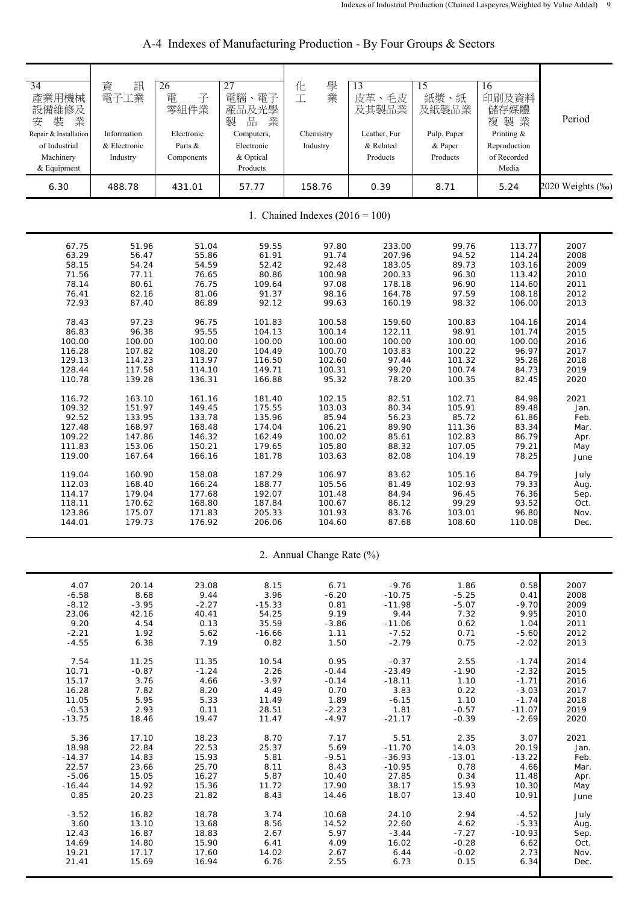# A-4 Indexes of Manufacturing Production - By Four Groups & Sectors

| 34 產業用機械設備維修及安裝業 Repair & Installation of Industrial Machinery & Equipment | 資訊電子工業 Information & Electronic Industry | 26 電子零組件業 Electronic Parts & Components | 27 電腦、電子產品及光學製品業 Computers, Electronic & Optical Products | 化學工業 Chemistry Industry | 13 皮革、毛皮及其製品業 Leather, Fur & Related Products | 15 紙漿、紙及紙製品業 Pulp, Paper & Paper Products | 16 印刷及資料儲存媒體複製業 Printing & Reproduction of Recorded Media | Period |
|---|---|---|---|---|---|---|---|---|
| 6.30 | 488.78 | 431.01 | 57.77 | 158.76 | 0.39 | 8.71 | 5.24 | 2020 Weights (‰) |
| **1. Chained Indexes (2016 = 100)** | | | | | | | | |
| 67.75 | 51.96 | 51.04 | 59.55 | 97.80 | 233.00 | 99.76 | 113.77 | 2007 |
| 63.29 | 56.47 | 55.86 | 61.91 | 91.74 | 207.96 | 94.52 | 114.24 | 2008 |
| 58.15 | 54.24 | 54.59 | 52.42 | 92.48 | 183.05 | 89.73 | 103.16 | 2009 |
| 71.56 | 77.11 | 76.65 | 80.86 | 100.98 | 200.33 | 96.30 | 113.42 | 2010 |
| 78.14 | 80.61 | 76.75 | 109.64 | 97.08 | 178.18 | 96.90 | 114.60 | 2011 |
| 76.41 | 82.16 | 81.06 | 91.37 | 98.16 | 164.78 | 97.59 | 108.18 | 2012 |
| 72.93 | 87.40 | 86.89 | 92.12 | 99.63 | 160.19 | 98.32 | 106.00 | 2013 |
| 78.43 | 97.23 | 96.75 | 101.83 | 100.58 | 159.60 | 100.83 | 104.16 | 2014 |
| 86.83 | 96.38 | 95.55 | 104.13 | 100.14 | 122.11 | 98.91 | 101.74 | 2015 |
| 100.00 | 100.00 | 100.00 | 100.00 | 100.00 | 100.00 | 100.00 | 100.00 | 2016 |
| 116.28 | 107.82 | 108.20 | 104.49 | 100.70 | 103.83 | 100.22 | 96.97 | 2017 |
| 129.13 | 114.23 | 113.97 | 116.50 | 102.60 | 97.44 | 101.32 | 95.28 | 2018 |
| 128.44 | 117.58 | 114.10 | 149.71 | 100.31 | 99.20 | 100.74 | 84.73 | 2019 |
| 110.78 | 139.28 | 136.31 | 166.88 | 95.32 | 78.20 | 100.35 | 82.45 | 2020 |
| 116.72 | 163.10 | 161.16 | 181.40 | 102.15 | 82.51 | 102.71 | 84.98 | 2021 |
| 109.32 | 151.97 | 149.45 | 175.55 | 103.03 | 80.34 | 105.91 | 89.48 | Jan. |
| 92.52 | 133.95 | 133.78 | 135.96 | 85.94 | 56.23 | 85.72 | 61.86 | Feb. |
| 127.48 | 168.97 | 168.48 | 174.04 | 106.21 | 89.90 | 111.36 | 83.34 | Mar. |
| 109.22 | 147.86 | 146.32 | 162.49 | 100.02 | 85.61 | 102.83 | 86.79 | Apr. |
| 111.83 | 153.06 | 150.21 | 179.65 | 105.80 | 88.32 | 107.05 | 79.21 | May |
| 119.00 | 167.64 | 166.16 | 181.78 | 103.63 | 82.08 | 104.19 | 78.25 | June |
| 119.04 | 160.90 | 158.08 | 187.29 | 106.97 | 83.62 | 105.16 | 84.79 | July |
| 112.03 | 168.40 | 166.24 | 188.77 | 105.56 | 81.49 | 102.93 | 79.33 | Aug. |
| 114.17 | 179.04 | 177.68 | 192.07 | 101.48 | 84.94 | 96.45 | 76.36 | Sep. |
| 118.11 | 170.62 | 168.80 | 187.84 | 100.67 | 86.12 | 99.29 | 93.52 | Oct. |
| 123.86 | 175.07 | 171.83 | 205.33 | 101.93 | 83.76 | 103.01 | 96.80 | Nov. |
| 144.01 | 179.73 | 176.92 | 206.06 | 104.60 | 87.68 | 108.60 | 110.08 | Dec. |
| **2. Annual Change Rate (%)** | | | | | | | | |
| 4.07 | 20.14 | 23.08 | 8.15 | 6.71 | -9.76 | 1.86 | 0.58 | 2007 |
| -6.58 | 8.68 | 9.44 | 3.96 | -6.20 | -10.75 | -5.25 | 0.41 | 2008 |
| -8.12 | -3.95 | -2.27 | -15.33 | 0.81 | -11.98 | -5.07 | -9.70 | 2009 |
| 23.06 | 42.16 | 40.41 | 54.25 | 9.19 | 9.44 | 7.32 | 9.95 | 2010 |
| 9.20 | 4.54 | 0.13 | 35.59 | -3.86 | -11.06 | 0.62 | 1.04 | 2011 |
| -2.21 | 1.92 | 5.62 | -16.66 | 1.11 | -7.52 | 0.71 | -5.60 | 2012 |
| -4.55 | 6.38 | 7.19 | 0.82 | 1.50 | -2.79 | 0.75 | -2.02 | 2013 |
| 7.54 | 11.25 | 11.35 | 10.54 | 0.95 | -0.37 | 2.55 | -1.74 | 2014 |
| 10.71 | -0.87 | -1.24 | 2.26 | -0.44 | -23.49 | -1.90 | -2.32 | 2015 |
| 15.17 | 3.76 | 4.66 | -3.97 | -0.14 | -18.11 | 1.10 | -1.71 | 2016 |
| 16.28 | 7.82 | 8.20 | 4.49 | 0.70 | 3.83 | 0.22 | -3.03 | 2017 |
| 11.05 | 5.95 | 5.33 | 11.49 | 1.89 | -6.15 | 1.10 | -1.74 | 2018 |
| -0.53 | 2.93 | 0.11 | 28.51 | -2.23 | 1.81 | -0.57 | -11.07 | 2019 |
| -13.75 | 18.46 | 19.47 | 11.47 | -4.97 | -21.17 | -0.39 | -2.69 | 2020 |
| 5.36 | 17.10 | 18.23 | 8.70 | 7.17 | 5.51 | 2.35 | 3.07 | 2021 |
| 18.98 | 22.84 | 22.53 | 25.37 | 5.69 | -11.70 | 14.03 | 20.19 | Jan. |
| -14.37 | 14.83 | 15.93 | 5.81 | -9.51 | -36.93 | -13.01 | -13.22 | Feb. |
| 22.57 | 23.66 | 25.70 | 8.11 | 8.43 | -10.95 | 0.78 | 4.66 | Mar. |
| -5.06 | 15.05 | 16.27 | 5.87 | 10.40 | 27.85 | 0.34 | 11.48 | Apr. |
| -16.44 | 14.92 | 15.36 | 11.72 | 17.90 | 38.17 | 15.93 | 10.30 | May |
| 0.85 | 20.23 | 21.82 | 8.43 | 14.46 | 18.07 | 13.40 | 10.91 | June |
| -3.52 | 16.82 | 18.78 | 3.74 | 10.68 | 24.10 | 2.94 | -4.52 | July |
| 3.60 | 13.10 | 13.68 | 8.56 | 14.52 | 22.60 | 4.62 | -5.33 | Aug. |
| 12.43 | 16.87 | 18.83 | 2.67 | 5.97 | -3.44 | -7.27 | -10.93 | Sep. |
| 14.69 | 14.80 | 15.90 | 6.41 | 4.09 | 16.02 | -0.28 | 6.62 | Oct. |
| 19.21 | 17.17 | 17.60 | 14.02 | 2.67 | 6.44 | -0.02 | 2.73 | Nov. |
| 21.41 | 15.69 | 16.94 | 6.76 | 2.55 | 6.73 | 0.15 | 6.34 | Dec. |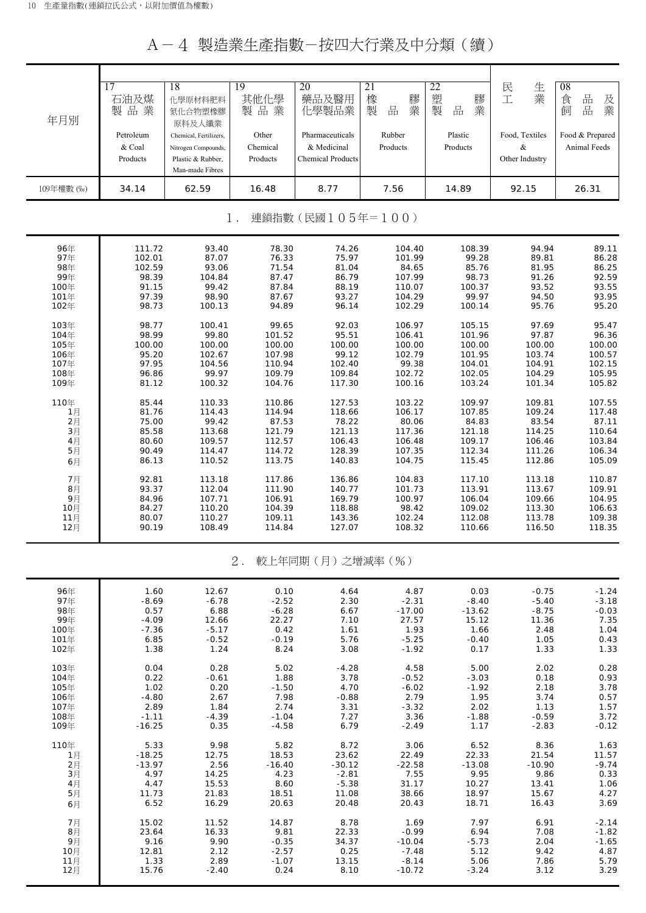# A－4 製造業生產指數－按四大行業及中分類（續）

| 年月別 | 17 石油及煤製品業 Petroleum & Coal Products | 18 化學原材料肥料氮化合物塑橡膠原料及人纖業 Chemical, Fertilizers, Nitrogen Compounds, Plastic & Rubber, Man-made Fibres | 19 其他化學製品業 Other Chemical Products | 20 藥品及醫用化學製品業 Pharmaceuticals & Medicinal Chemical Products | 21 橡膠製品業 Rubber Products | 22 塑膠製品業 Plastic Products | 民生工業 Food, Textiles & Other Industry | 08 食品及飼品業 Food & Prepared Animal Feeds |
|---|---|---|---|---|---|---|---|---|
| 109年權數 (‰) | 34.14 | 62.59 | 16.48 | 8.77 | 7.56 | 14.89 | 92.15 | 26.31 |
| **1．連鎖指數（民國105年＝100）** | | | | | | | | |
| 96年 | 111.72 | 93.40 | 78.30 | 74.26 | 104.40 | 108.39 | 94.94 | 89.11 |
| 97年 | 102.01 | 87.07 | 76.33 | 75.97 | 101.99 | 99.28 | 89.81 | 86.28 |
| 98年 | 102.59 | 93.06 | 71.54 | 81.04 | 84.65 | 85.76 | 81.95 | 86.25 |
| 99年 | 98.39 | 104.84 | 87.47 | 86.79 | 107.99 | 98.73 | 91.26 | 92.59 |
| 100年 | 91.15 | 99.42 | 87.84 | 88.19 | 110.07 | 100.37 | 93.52 | 93.55 |
| 101年 | 97.39 | 98.90 | 87.67 | 93.27 | 104.29 | 99.97 | 94.50 | 93.95 |
| 102年 | 98.73 | 100.13 | 94.89 | 96.14 | 102.29 | 100.14 | 95.76 | 95.20 |
| 103年 | 98.77 | 100.41 | 99.65 | 92.03 | 106.97 | 105.15 | 97.69 | 95.47 |
| 104年 | 98.99 | 99.80 | 101.52 | 95.51 | 106.41 | 101.96 | 97.87 | 96.36 |
| 105年 | 100.00 | 100.00 | 100.00 | 100.00 | 100.00 | 100.00 | 100.00 | 100.00 |
| 106年 | 95.20 | 102.67 | 107.98 | 99.12 | 102.79 | 101.95 | 103.74 | 100.57 |
| 107年 | 97.95 | 104.56 | 110.94 | 102.40 | 99.38 | 104.01 | 104.91 | 102.15 |
| 108年 | 96.86 | 99.97 | 109.79 | 109.84 | 102.72 | 102.05 | 104.29 | 105.95 |
| 109年 | 81.12 | 100.32 | 104.76 | 117.30 | 100.16 | 103.24 | 101.34 | 105.82 |
| 110年 | 85.44 | 110.33 | 110.86 | 127.53 | 103.22 | 109.97 | 109.81 | 107.55 |
| 1月 | 81.76 | 114.43 | 114.94 | 118.66 | 106.17 | 107.85 | 109.24 | 117.48 |
| 2月 | 75.00 | 99.42 | 87.53 | 78.22 | 80.06 | 84.83 | 83.54 | 87.11 |
| 3月 | 85.58 | 113.68 | 121.79 | 121.13 | 117.36 | 121.18 | 114.25 | 110.64 |
| 4月 | 80.60 | 109.57 | 112.57 | 106.43 | 106.48 | 109.17 | 106.46 | 103.84 |
| 5月 | 90.49 | 114.47 | 114.72 | 128.39 | 107.35 | 112.34 | 111.26 | 106.34 |
| 6月 | 86.13 | 110.52 | 113.75 | 140.83 | 104.75 | 115.45 | 112.86 | 105.09 |
| 7月 | 92.81 | 113.18 | 117.86 | 136.86 | 104.83 | 117.10 | 113.18 | 110.87 |
| 8月 | 93.37 | 112.04 | 111.90 | 140.77 | 101.73 | 113.91 | 113.67 | 109.91 |
| 9月 | 84.96 | 107.71 | 106.91 | 169.79 | 100.97 | 106.04 | 109.66 | 104.95 |
| 10月 | 84.27 | 110.20 | 104.39 | 118.88 | 98.42 | 109.02 | 113.30 | 106.63 |
| 11月 | 80.07 | 110.27 | 109.11 | 143.36 | 102.24 | 112.08 | 113.78 | 109.38 |
| 12月 | 90.19 | 108.49 | 114.84 | 127.07 | 108.32 | 110.66 | 116.50 | 118.35 |
| **2．較上年同期（月）之增減率（%）** | | | | | | | | |
| 96年 | 1.60 | 12.67 | 0.10 | 4.64 | 4.87 | 0.03 | -0.75 | -1.24 |
| 97年 | -8.69 | -6.78 | -2.52 | 2.30 | -2.31 | -8.40 | -5.40 | -3.18 |
| 98年 | 0.57 | 6.88 | -6.28 | 6.67 | -17.00 | -13.62 | -8.75 | -0.03 |
| 99年 | -4.09 | 12.66 | 22.27 | 7.10 | 27.57 | 15.12 | 11.36 | 7.35 |
| 100年 | -7.36 | -5.17 | 0.42 | 1.61 | 1.93 | 1.66 | 2.48 | 1.04 |
| 101年 | 6.85 | -0.52 | -0.19 | 5.76 | -5.25 | -0.40 | 1.05 | 0.43 |
| 102年 | 1.38 | 1.24 | 8.24 | 3.08 | -1.92 | 0.17 | 1.33 | 1.33 |
| 103年 | 0.04 | 0.28 | 5.02 | -4.28 | 4.58 | 5.00 | 2.02 | 0.28 |
| 104年 | 0.22 | -0.61 | 1.88 | 3.78 | -0.52 | -3.03 | 0.18 | 0.93 |
| 105年 | 1.02 | 0.20 | -1.50 | 4.70 | -6.02 | -1.92 | 2.18 | 3.78 |
| 106年 | -4.80 | 2.67 | 7.98 | -0.88 | 2.79 | 1.95 | 3.74 | 0.57 |
| 107年 | 2.89 | 1.84 | 2.74 | 3.31 | -3.32 | 2.02 | 1.13 | 1.57 |
| 108年 | -1.11 | -4.39 | -1.04 | 7.27 | 3.36 | -1.88 | -0.59 | 3.72 |
| 109年 | -16.25 | 0.35 | -4.58 | 6.79 | -2.49 | 1.17 | -2.83 | -0.12 |
| 110年 | 5.33 | 9.98 | 5.82 | 8.72 | 3.06 | 6.52 | 8.36 | 1.63 |
| 1月 | -18.25 | 12.75 | 18.53 | 23.62 | 22.49 | 22.33 | 21.54 | 11.57 |
| 2月 | -13.97 | 2.56 | -16.40 | -30.12 | -22.58 | -13.08 | -10.90 | -9.74 |
| 3月 | 4.97 | 14.25 | 4.23 | -2.81 | 7.55 | 9.95 | 9.86 | 0.33 |
| 4月 | 4.47 | 15.53 | 8.60 | -5.38 | 31.17 | 10.27 | 13.41 | 1.06 |
| 5月 | 11.73 | 21.83 | 18.51 | 11.08 | 38.66 | 18.97 | 15.67 | 4.27 |
| 6月 | 6.52 | 16.29 | 20.63 | 20.48 | 20.43 | 18.71 | 16.43 | 3.69 |
| 7月 | 15.02 | 11.52 | 14.87 | 8.78 | 1.69 | 7.97 | 6.91 | -2.14 |
| 8月 | 23.64 | 16.33 | 9.81 | 22.33 | -0.99 | 6.94 | 7.08 | -1.82 |
| 9月 | 9.16 | 9.90 | -0.35 | 34.37 | -10.04 | -5.73 | 2.04 | -1.65 |
| 10月 | 12.81 | 2.12 | -2.57 | 0.25 | -7.48 | 5.12 | 9.42 | 4.87 |
| 11月 | 1.33 | 2.89 | -1.07 | 13.15 | -8.14 | 5.06 | 7.86 | 5.79 |
| 12月 | 15.76 | -2.40 | 0.24 | 8.10 | -10.72 | -3.24 | 3.12 | 3.29 |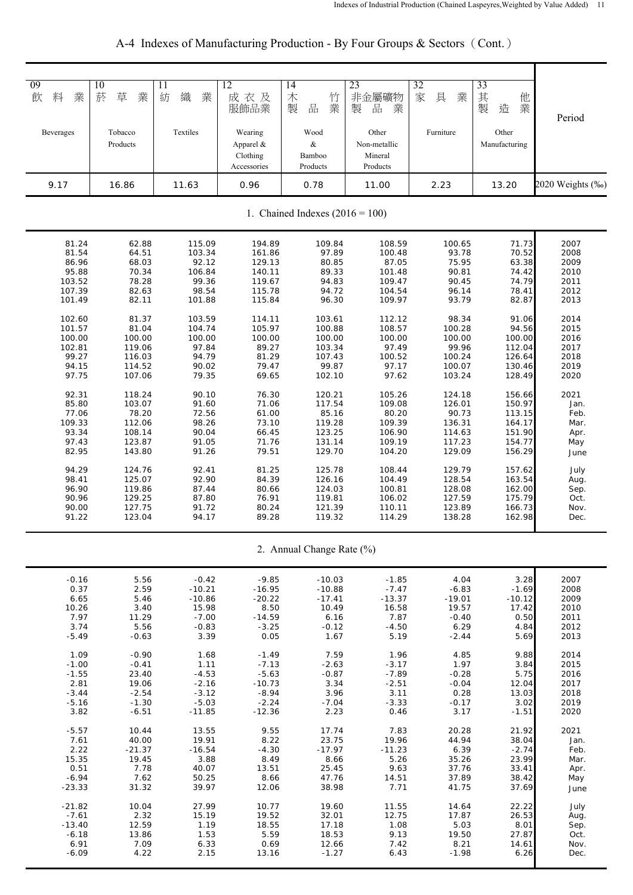# A-4 Indexes of Manufacturing Production - By Four Groups & Sectors（Cont.）

| 09 飲料業 Beverages | 10 菸草業 Tobacco Products | 11 紡織業 Textiles | 12 成衣及服飾品業 Wearing Apparel & Clothing Accessories | 14 木竹製品業 Wood & Bamboo Products | 23 非金屬礦物製品業 Other Non-metallic Mineral Products | 32 家具業 Furniture | 33 其他製造業 Other Manufacturing | Period |
|---|---|---|---|---|---|---|---|---|
| 9.17 | 16.86 | 11.63 | 0.96 | 0.78 | 11.00 | 2.23 | 13.20 | 2020 Weights (‰) |
| 1. Chained Indexes (2016 = 100) | | | | | | | | |
| 81.24 | 62.88 | 115.09 | 194.89 | 109.84 | 108.59 | 100.65 | 71.73 | 2007 |
| 81.54 | 64.51 | 103.34 | 161.86 | 97.89 | 100.48 | 93.78 | 70.52 | 2008 |
| 86.96 | 68.03 | 92.12 | 129.13 | 80.85 | 87.05 | 75.95 | 63.38 | 2009 |
| 95.88 | 70.34 | 106.84 | 140.11 | 89.33 | 101.48 | 90.81 | 74.42 | 2010 |
| 103.52 | 78.28 | 99.36 | 119.67 | 94.83 | 109.47 | 90.45 | 74.79 | 2011 |
| 107.39 | 82.63 | 98.54 | 115.78 | 94.72 | 104.54 | 96.14 | 78.41 | 2012 |
| 101.49 | 82.11 | 101.88 | 115.84 | 96.30 | 109.97 | 93.79 | 82.87 | 2013 |
| 102.60 | 81.37 | 103.59 | 114.11 | 103.61 | 112.12 | 98.34 | 91.06 | 2014 |
| 101.57 | 81.04 | 104.74 | 105.97 | 100.88 | 108.57 | 100.28 | 94.56 | 2015 |
| 100.00 | 100.00 | 100.00 | 100.00 | 100.00 | 100.00 | 100.00 | 100.00 | 2016 |
| 102.81 | 119.06 | 97.84 | 89.27 | 103.34 | 97.49 | 99.96 | 112.04 | 2017 |
| 99.27 | 116.03 | 94.79 | 81.29 | 107.43 | 100.52 | 100.24 | 126.64 | 2018 |
| 94.15 | 114.52 | 90.02 | 79.47 | 99.87 | 97.17 | 100.07 | 130.46 | 2019 |
| 97.75 | 107.06 | 79.35 | 69.65 | 102.10 | 97.62 | 103.24 | 128.49 | 2020 |
| 92.31 | 118.24 | 90.10 | 76.30 | 120.21 | 105.26 | 124.18 | 156.66 | 2021 |
| 85.80 | 103.07 | 91.60 | 71.06 | 117.54 | 109.08 | 126.01 | 150.97 | Jan. |
| 77.06 | 78.20 | 72.56 | 61.00 | 85.16 | 80.20 | 90.73 | 113.15 | Feb. |
| 109.33 | 112.06 | 98.26 | 73.10 | 119.28 | 109.39 | 136.31 | 164.17 | Mar. |
| 93.34 | 108.14 | 90.04 | 66.45 | 123.25 | 106.90 | 114.63 | 151.90 | Apr. |
| 97.43 | 123.87 | 91.05 | 71.76 | 131.14 | 109.19 | 117.23 | 154.77 | May |
| 82.95 | 143.80 | 91.26 | 79.51 | 129.70 | 104.20 | 129.09 | 156.29 | June |
| 94.29 | 124.76 | 92.41 | 81.25 | 125.78 | 108.44 | 129.79 | 157.62 | July |
| 98.41 | 125.07 | 92.90 | 84.39 | 126.16 | 104.49 | 128.54 | 163.54 | Aug. |
| 96.90 | 119.86 | 87.44 | 80.66 | 124.03 | 100.81 | 128.08 | 162.00 | Sep. |
| 90.96 | 129.25 | 87.80 | 76.91 | 119.81 | 106.02 | 127.59 | 175.79 | Oct. |
| 90.00 | 127.75 | 91.72 | 80.24 | 121.39 | 110.11 | 123.89 | 166.73 | Nov. |
| 91.22 | 123.04 | 94.17 | 89.28 | 119.32 | 114.29 | 138.28 | 162.98 | Dec. |
| 2. Annual Change Rate (%) | | | | | | | | |
| -0.16 | 5.56 | -0.42 | -9.85 | -10.03 | -1.85 | 4.04 | 3.28 | 2007 |
| 0.37 | 2.59 | -10.21 | -16.95 | -10.88 | -7.47 | -6.83 | -1.69 | 2008 |
| 6.65 | 5.46 | -10.86 | -20.22 | -17.41 | -13.37 | -19.01 | -10.12 | 2009 |
| 10.26 | 3.40 | 15.98 | 8.50 | 10.49 | 16.58 | 19.57 | 17.42 | 2010 |
| 7.97 | 11.29 | -7.00 | -14.59 | 6.16 | 7.87 | -0.40 | 0.50 | 2011 |
| 3.74 | 5.56 | -0.83 | -3.25 | -0.12 | -4.50 | 6.29 | 4.84 | 2012 |
| -5.49 | -0.63 | 3.39 | 0.05 | 1.67 | 5.19 | -2.44 | 5.69 | 2013 |
| 1.09 | -0.90 | 1.68 | -1.49 | 7.59 | 1.96 | 4.85 | 9.88 | 2014 |
| -1.00 | -0.41 | 1.11 | -7.13 | -2.63 | -3.17 | 1.97 | 3.84 | 2015 |
| -1.55 | 23.40 | -4.53 | -5.63 | -0.87 | -7.89 | -0.28 | 5.75 | 2016 |
| 2.81 | 19.06 | -2.16 | -10.73 | 3.34 | -2.51 | -0.04 | 12.04 | 2017 |
| -3.44 | -2.54 | -3.12 | -8.94 | 3.96 | 3.11 | 0.28 | 13.03 | 2018 |
| -5.16 | -1.30 | -5.03 | -2.24 | -7.04 | -3.33 | -0.17 | 3.02 | 2019 |
| 3.82 | -6.51 | -11.85 | -12.36 | 2.23 | 0.46 | 3.17 | -1.51 | 2020 |
| -5.57 | 10.44 | 13.55 | 9.55 | 17.74 | 7.83 | 20.28 | 21.92 | 2021 |
| 7.61 | 40.00 | 19.91 | 8.22 | 23.75 | 19.96 | 44.94 | 38.04 | Jan. |
| 2.22 | -21.37 | -16.54 | -4.30 | -17.97 | -11.23 | 6.39 | -2.74 | Feb. |
| 15.35 | 19.45 | 3.88 | 8.49 | 8.66 | 5.26 | 35.26 | 23.99 | Mar. |
| 0.51 | 7.78 | 40.07 | 13.51 | 25.45 | 9.63 | 37.76 | 33.41 | Apr. |
| -6.94 | 7.62 | 50.25 | 8.66 | 47.76 | 14.51 | 37.89 | 38.42 | May |
| -23.33 | 31.32 | 39.97 | 12.06 | 38.98 | 7.71 | 41.75 | 37.69 | June |
| -21.82 | 10.04 | 27.99 | 10.77 | 19.60 | 11.55 | 14.64 | 22.22 | July |
| -7.61 | 2.32 | 15.19 | 19.52 | 32.01 | 12.75 | 17.87 | 26.53 | Aug. |
| -13.40 | 12.59 | 1.19 | 18.55 | 17.18 | 1.08 | 5.03 | 8.01 | Sep. |
| -6.18 | 13.86 | 1.53 | 5.59 | 18.53 | 9.13 | 19.50 | 27.87 | Oct. |
| 6.91 | 7.09 | 6.33 | 0.69 | 12.66 | 7.42 | 8.21 | 14.61 | Nov. |
| -6.09 | 4.22 | 2.15 | 13.16 | -1.27 | 6.43 | -1.98 | 6.26 | Dec. |